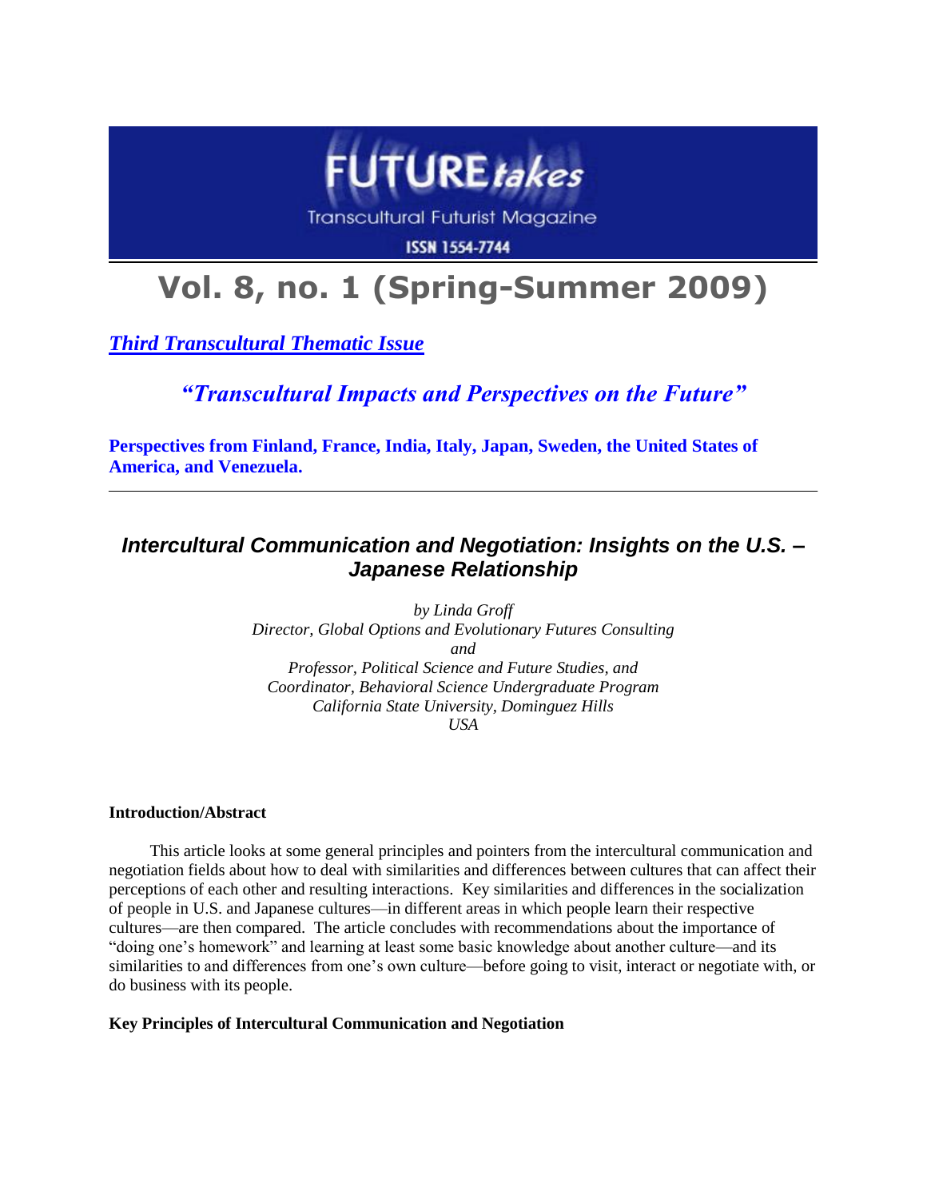# FUTURE*takes*

Transcultural Futurist Magazine

ISSN 1554-7744

# Vol. 8, no. 1 (Spring-Summer 2009)

***Third Transcultural Thematic Issue***

***"Transcultural Impacts and Perspectives on the Future"***

**Perspectives from Finland, France, India, Italy, Japan, Sweden, the United States of America, and Venezuela.**

---

## *Intercultural Communication and Negotiation: Insights on the U.S. – Japanese Relationship*

*by Linda Groff*
*Director, Global Options and Evolutionary Futures Consulting*
*and*
*Professor, Political Science and Future Studies, and*
*Coordinator, Behavioral Science Undergraduate Program*
*California State University, Dominguez Hills*
*USA*

**Introduction/Abstract**

This article looks at some general principles and pointers from the intercultural communication and negotiation fields about how to deal with similarities and differences between cultures that can affect their perceptions of each other and resulting interactions. Key similarities and differences in the socialization of people in U.S. and Japanese cultures—in different areas in which people learn their respective cultures—are then compared. The article concludes with recommendations about the importance of "doing one's homework" and learning at least some basic knowledge about another culture—and its similarities to and differences from one's own culture—before going to visit, interact or negotiate with, or do business with its people.

**Key Principles of Intercultural Communication and Negotiation**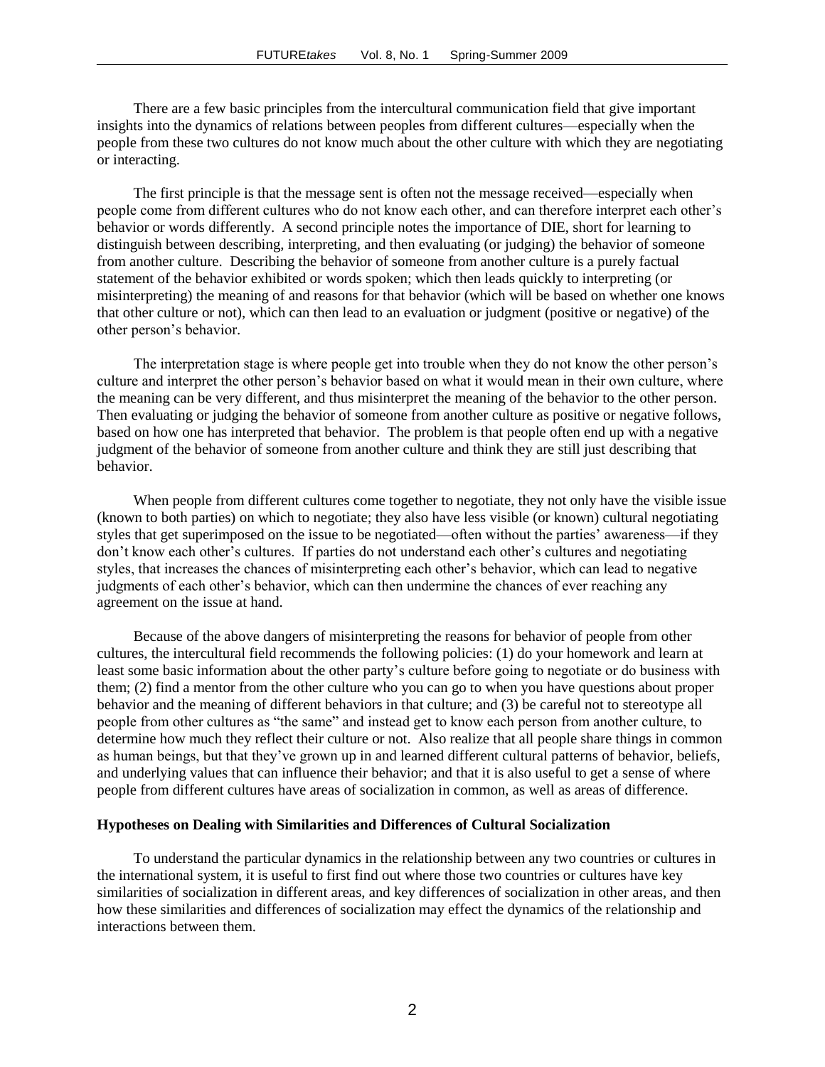There are a few basic principles from the intercultural communication field that give important insights into the dynamics of relations between peoples from different cultures—especially when the people from these two cultures do not know much about the other culture with which they are negotiating or interacting.

The first principle is that the message sent is often not the message received—especially when people come from different cultures who do not know each other, and can therefore interpret each other's behavior or words differently. A second principle notes the importance of DIE, short for learning to distinguish between describing, interpreting, and then evaluating (or judging) the behavior of someone from another culture. Describing the behavior of someone from another culture is a purely factual statement of the behavior exhibited or words spoken; which then leads quickly to interpreting (or misinterpreting) the meaning of and reasons for that behavior (which will be based on whether one knows that other culture or not), which can then lead to an evaluation or judgment (positive or negative) of the other person's behavior.

The interpretation stage is where people get into trouble when they do not know the other person's culture and interpret the other person's behavior based on what it would mean in their own culture, where the meaning can be very different, and thus misinterpret the meaning of the behavior to the other person. Then evaluating or judging the behavior of someone from another culture as positive or negative follows, based on how one has interpreted that behavior. The problem is that people often end up with a negative judgment of the behavior of someone from another culture and think they are still just describing that behavior.

When people from different cultures come together to negotiate, they not only have the visible issue (known to both parties) on which to negotiate; they also have less visible (or known) cultural negotiating styles that get superimposed on the issue to be negotiated—often without the parties' awareness—if they don't know each other's cultures. If parties do not understand each other's cultures and negotiating styles, that increases the chances of misinterpreting each other's behavior, which can lead to negative judgments of each other's behavior, which can then undermine the chances of ever reaching any agreement on the issue at hand.

Because of the above dangers of misinterpreting the reasons for behavior of people from other cultures, the intercultural field recommends the following policies: (1) do your homework and learn at least some basic information about the other party's culture before going to negotiate or do business with them; (2) find a mentor from the other culture who you can go to when you have questions about proper behavior and the meaning of different behaviors in that culture; and (3) be careful not to stereotype all people from other cultures as "the same" and instead get to know each person from another culture, to determine how much they reflect their culture or not. Also realize that all people share things in common as human beings, but that they've grown up in and learned different cultural patterns of behavior, beliefs, and underlying values that can influence their behavior; and that it is also useful to get a sense of where people from different cultures have areas of socialization in common, as well as areas of difference.

**Hypotheses on Dealing with Similarities and Differences of Cultural Socialization**

To understand the particular dynamics in the relationship between any two countries or cultures in the international system, it is useful to first find out where those two countries or cultures have key similarities of socialization in different areas, and key differences of socialization in other areas, and then how these similarities and differences of socialization may effect the dynamics of the relationship and interactions between them.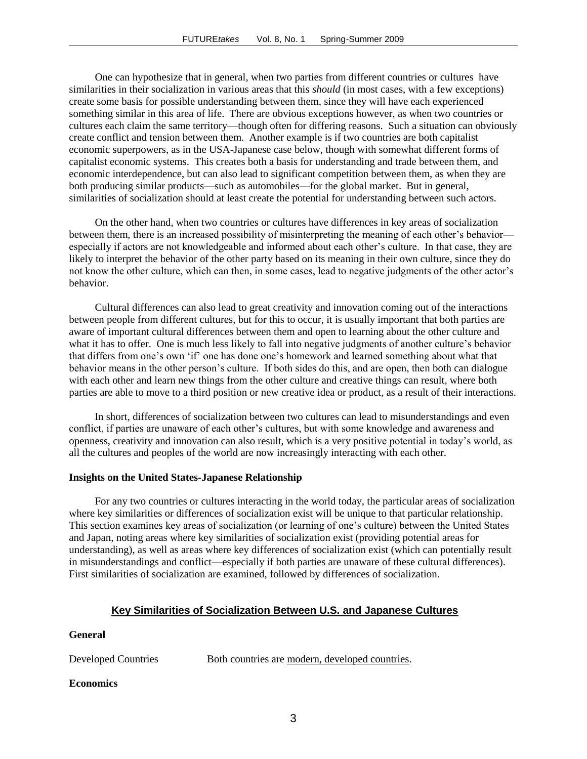One can hypothesize that in general, when two parties from different countries or cultures have similarities in their socialization in various areas that this *should* (in most cases, with a few exceptions) create some basis for possible understanding between them, since they will have each experienced something similar in this area of life. There are obvious exceptions however, as when two countries or cultures each claim the same territory—though often for differing reasons. Such a situation can obviously create conflict and tension between them. Another example is if two countries are both capitalist economic superpowers, as in the USA-Japanese case below, though with somewhat different forms of capitalist economic systems. This creates both a basis for understanding and trade between them, and economic interdependence, but can also lead to significant competition between them, as when they are both producing similar products—such as automobiles—for the global market. But in general, similarities of socialization should at least create the potential for understanding between such actors.

On the other hand, when two countries or cultures have differences in key areas of socialization between them, there is an increased possibility of misinterpreting the meaning of each other's behavior—especially if actors are not knowledgeable and informed about each other's culture. In that case, they are likely to interpret the behavior of the other party based on its meaning in their own culture, since they do not know the other culture, which can then, in some cases, lead to negative judgments of the other actor's behavior.

Cultural differences can also lead to great creativity and innovation coming out of the interactions between people from different cultures, but for this to occur, it is usually important that both parties are aware of important cultural differences between them and open to learning about the other culture and what it has to offer. One is much less likely to fall into negative judgments of another culture's behavior that differs from one's own 'if' one has done one's homework and learned something about what that behavior means in the other person's culture. If both sides do this, and are open, then both can dialogue with each other and learn new things from the other culture and creative things can result, where both parties are able to move to a third position or new creative idea or product, as a result of their interactions.

In short, differences of socialization between two cultures can lead to misunderstandings and even conflict, if parties are unaware of each other's cultures, but with some knowledge and awareness and openness, creativity and innovation can also result, which is a very positive potential in today's world, as all the cultures and peoples of the world are now increasingly interacting with each other.

**Insights on the United States-Japanese Relationship**

For any two countries or cultures interacting in the world today, the particular areas of socialization where key similarities or differences of socialization exist will be unique to that particular relationship. This section examines key areas of socialization (or learning of one's culture) between the United States and Japan, noting areas where key similarities of socialization exist (providing potential areas for understanding), as well as areas where key differences of socialization exist (which can potentially result in misunderstandings and conflict—especially if both parties are unaware of these cultural differences). First similarities of socialization are examined, followed by differences of socialization.

## Key Similarities of Socialization Between U.S. and Japanese Cultures

**General**

Developed Countries — Both countries are modern, developed countries.

**Economics**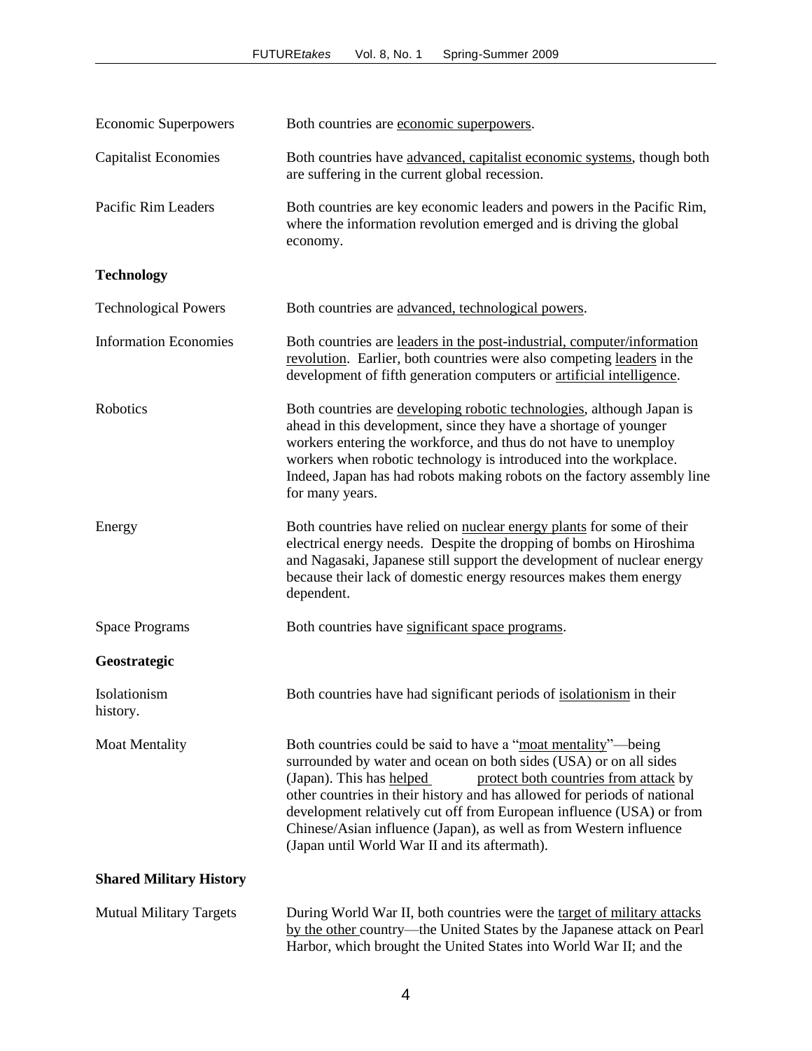| | |
|---|---|
| Economic Superpowers | Both countries are economic superpowers. |
| Capitalist Economies | Both countries have advanced, capitalist economic systems, though both are suffering in the current global recession. |
| Pacific Rim Leaders | Both countries are key economic leaders and powers in the Pacific Rim, where the information revolution emerged and is driving the global economy. |
| **Technology** | |
| Technological Powers | Both countries are advanced, technological powers. |
| Information Economies | Both countries are leaders in the post-industrial, computer/information revolution. Earlier, both countries were also competing leaders in the development of fifth generation computers or artificial intelligence. |
| Robotics | Both countries are developing robotic technologies, although Japan is ahead in this development, since they have a shortage of younger workers entering the workforce, and thus do not have to unemploy workers when robotic technology is introduced into the workplace. Indeed, Japan has had robots making robots on the factory assembly line for many years. |
| Energy | Both countries have relied on nuclear energy plants for some of their electrical energy needs. Despite the dropping of bombs on Hiroshima and Nagasaki, Japanese still support the development of nuclear energy because their lack of domestic energy resources makes them energy dependent. |
| Space Programs | Both countries have significant space programs. |
| **Geostrategic** | |
| Isolationism | Both countries have had significant periods of isolationism in their history. |
| Moat Mentality | Both countries could be said to have a "moat mentality"—being surrounded by water and ocean on both sides (USA) or on all sides (Japan). This has helped protect both countries from attack by other countries in their history and has allowed for periods of national development relatively cut off from European influence (USA) or from Chinese/Asian influence (Japan), as well as from Western influence (Japan until World War II and its aftermath). |
| **Shared Military History** | |
| Mutual Military Targets | During World War II, both countries were the target of military attacks by the other country—the United States by the Japanese attack on Pearl Harbor, which brought the United States into World War II; and the |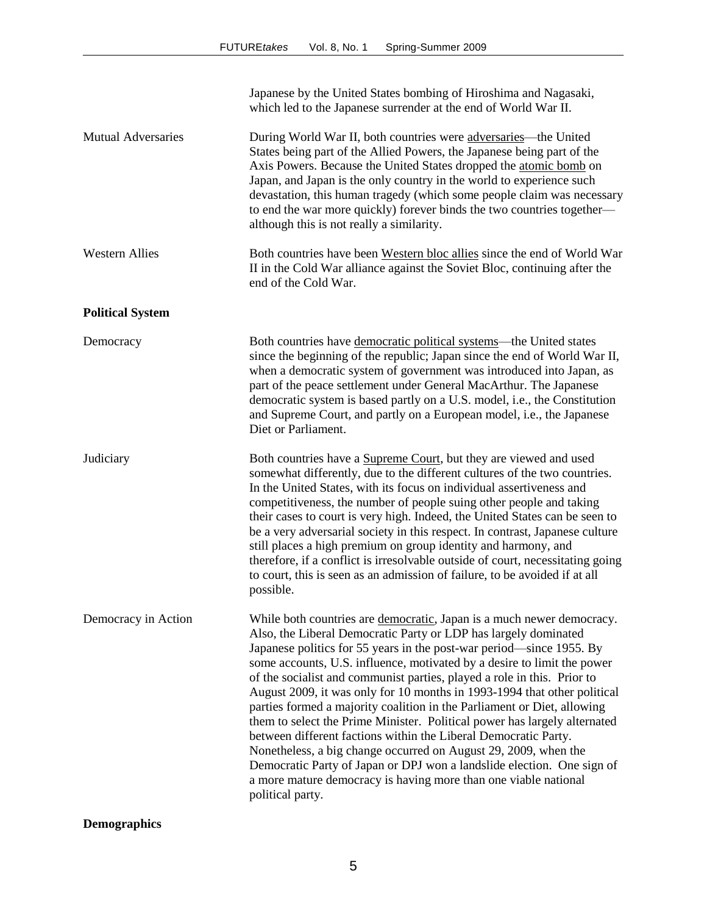| | |
|---|---|
| | Japanese by the United States bombing of Hiroshima and Nagasaki, which led to the Japanese surrender at the end of World War II. |
| Mutual Adversaries | During World War II, both countries were adversaries—the United States being part of the Allied Powers, the Japanese being part of the Axis Powers. Because the United States dropped the atomic bomb on Japan, and Japan is the only country in the world to experience such devastation, this human tragedy (which some people claim was necessary to end the war more quickly) forever binds the two countries together—although this is not really a similarity. |
| Western Allies | Both countries have been Western bloc allies since the end of World War II in the Cold War alliance against the Soviet Bloc, continuing after the end of the Cold War. |

**Political System**

| | |
|---|---|
| Democracy | Both countries have democratic political systems—the United states since the beginning of the republic; Japan since the end of World War II, when a democratic system of government was introduced into Japan, as part of the peace settlement under General MacArthur. The Japanese democratic system is based partly on a U.S. model, i.e., the Constitution and Supreme Court, and partly on a European model, i.e., the Japanese Diet or Parliament. |
| Judiciary | Both countries have a Supreme Court, but they are viewed and used somewhat differently, due to the different cultures of the two countries. In the United States, with its focus on individual assertiveness and competitiveness, the number of people suing other people and taking their cases to court is very high. Indeed, the United States can be seen to be a very adversarial society in this respect. In contrast, Japanese culture still places a high premium on group identity and harmony, and therefore, if a conflict is irresolvable outside of court, necessitating going to court, this is seen as an admission of failure, to be avoided if at all possible. |
| Democracy in Action | While both countries are democratic, Japan is a much newer democracy. Also, the Liberal Democratic Party or LDP has largely dominated Japanese politics for 55 years in the post-war period—since 1955. By some accounts, U.S. influence, motivated by a desire to limit the power of the socialist and communist parties, played a role in this. Prior to August 2009, it was only for 10 months in 1993-1994 that other political parties formed a majority coalition in the Parliament or Diet, allowing them to select the Prime Minister. Political power has largely alternated between different factions within the Liberal Democratic Party. Nonetheless, a big change occurred on August 29, 2009, when the Democratic Party of Japan or DPJ won a landslide election. One sign of a more mature democracy is having more than one viable national political party. |

**Demographics**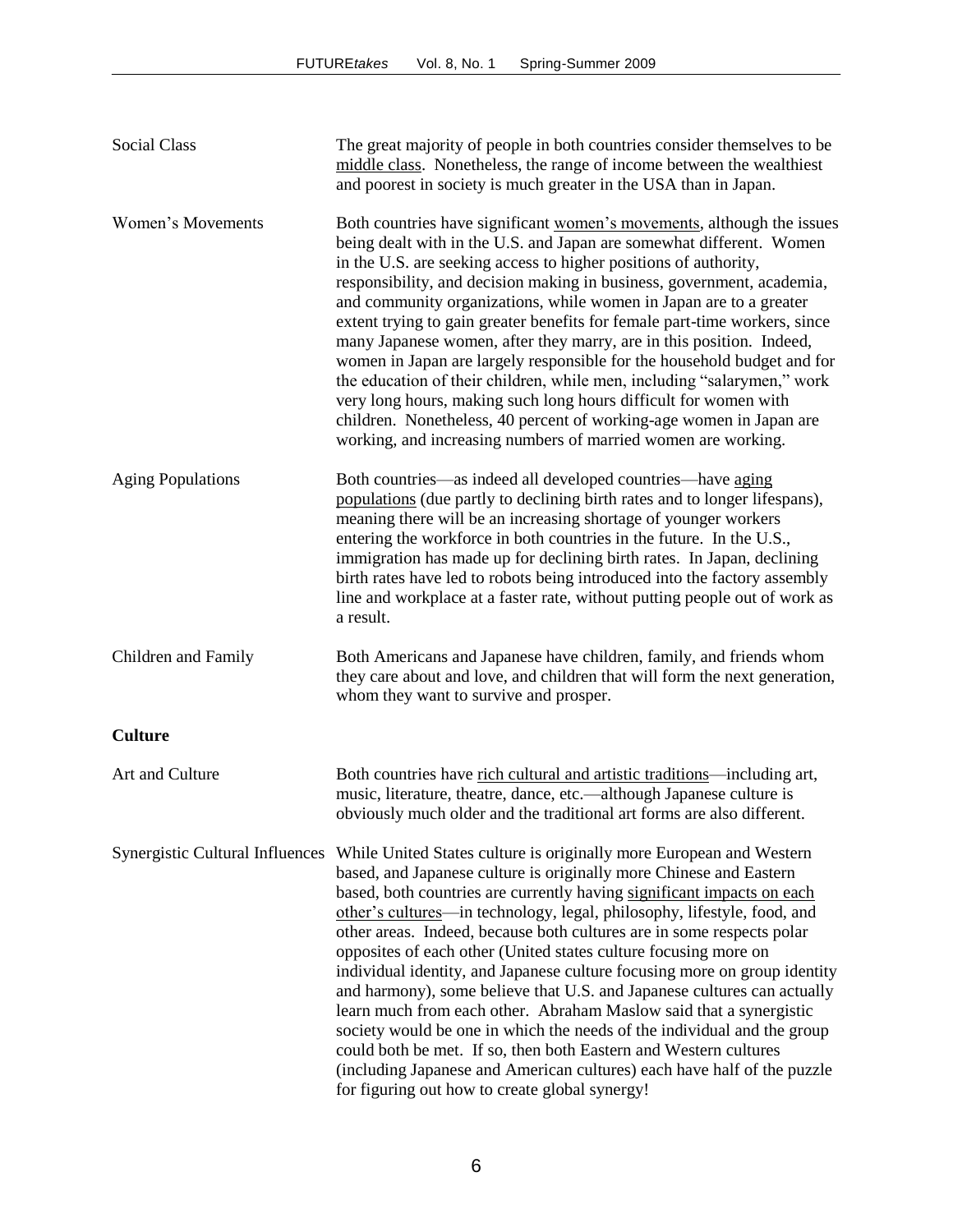| | |
|---|---|
| Social Class | The great majority of people in both countries consider themselves to be middle class. Nonetheless, the range of income between the wealthiest and poorest in society is much greater in the USA than in Japan. |
| Women's Movements | Both countries have significant women's movements, although the issues being dealt with in the U.S. and Japan are somewhat different. Women in the U.S. are seeking access to higher positions of authority, responsibility, and decision making in business, government, academia, and community organizations, while women in Japan are to a greater extent trying to gain greater benefits for female part-time workers, since many Japanese women, after they marry, are in this position. Indeed, women in Japan are largely responsible for the household budget and for the education of their children, while men, including "salarymen," work very long hours, making such long hours difficult for women with children. Nonetheless, 40 percent of working-age women in Japan are working, and increasing numbers of married women are working. |
| Aging Populations | Both countries—as indeed all developed countries—have aging populations (due partly to declining birth rates and to longer lifespans), meaning there will be an increasing shortage of younger workers entering the workforce in both countries in the future. In the U.S., immigration has made up for declining birth rates. In Japan, declining birth rates have led to robots being introduced into the factory assembly line and workplace at a faster rate, without putting people out of work as a result. |
| Children and Family | Both Americans and Japanese have children, family, and friends whom they care about and love, and children that will form the next generation, whom they want to survive and prosper. |
| **Culture** | |
| Art and Culture | Both countries have rich cultural and artistic traditions—including art, music, literature, theatre, dance, etc.—although Japanese culture is obviously much older and the traditional art forms are also different. |
| Synergistic Cultural Influences | While United States culture is originally more European and Western based, and Japanese culture is originally more Chinese and Eastern based, both countries are currently having significant impacts on each other's cultures—in technology, legal, philosophy, lifestyle, food, and other areas. Indeed, because both cultures are in some respects polar opposites of each other (United states culture focusing more on individual identity, and Japanese culture focusing more on group identity and harmony), some believe that U.S. and Japanese cultures can actually learn much from each other. Abraham Maslow said that a synergistic society would be one in which the needs of the individual and the group could both be met. If so, then both Eastern and Western cultures (including Japanese and American cultures) each have half of the puzzle for figuring out how to create global synergy! |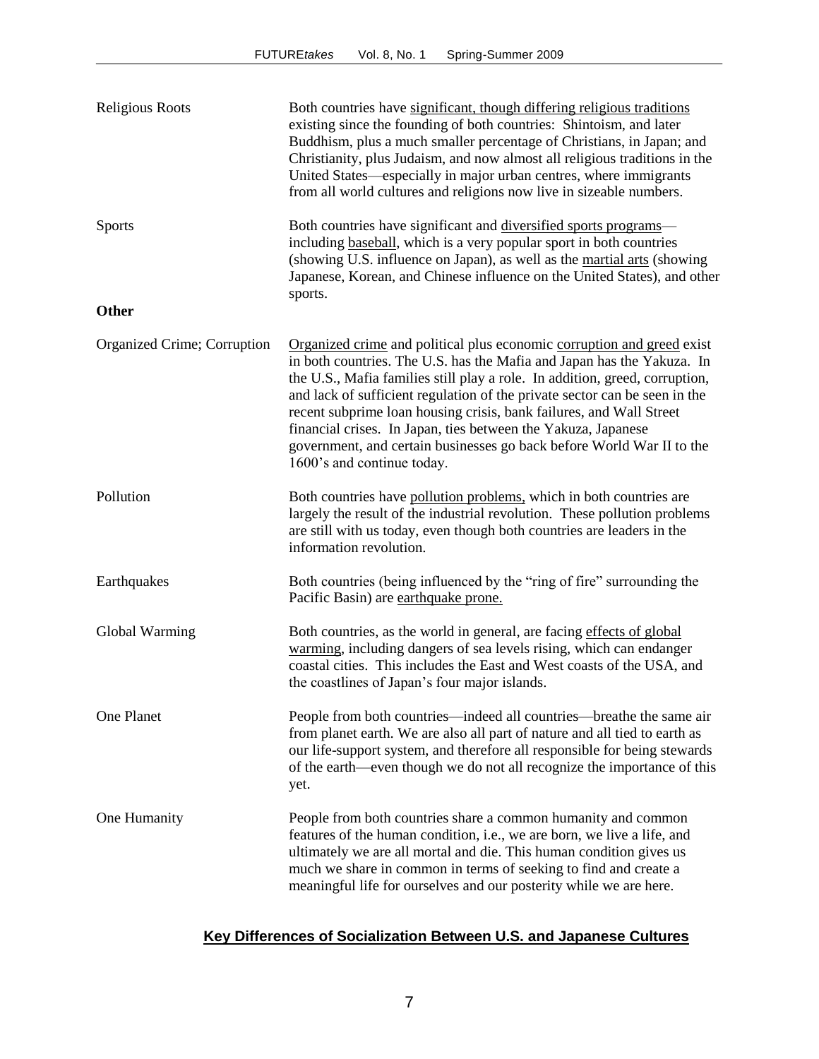| | |
|---|---|
| Religious Roots | Both countries have significant, though differing religious traditions existing since the founding of both countries: Shintoism, and later Buddhism, plus a much smaller percentage of Christians, in Japan; and Christianity, plus Judaism, and now almost all religious traditions in the United States—especially in major urban centres, where immigrants from all world cultures and religions now live in sizeable numbers. |
| Sports | Both countries have significant and diversified sports programs—including baseball, which is a very popular sport in both countries (showing U.S. influence on Japan), as well as the martial arts (showing Japanese, Korean, and Chinese influence on the United States), and other sports. |
| **Other** | |
| Organized Crime; Corruption | Organized crime and political plus economic corruption and greed exist in both countries. The U.S. has the Mafia and Japan has the Yakuza. In the U.S., Mafia families still play a role. In addition, greed, corruption, and lack of sufficient regulation of the private sector can be seen in the recent subprime loan housing crisis, bank failures, and Wall Street financial crises. In Japan, ties between the Yakuza, Japanese government, and certain businesses go back before World War II to the 1600's and continue today. |
| Pollution | Both countries have pollution problems, which in both countries are largely the result of the industrial revolution. These pollution problems are still with us today, even though both countries are leaders in the information revolution. |
| Earthquakes | Both countries (being influenced by the "ring of fire" surrounding the Pacific Basin) are earthquake prone. |
| Global Warming | Both countries, as the world in general, are facing effects of global warming, including dangers of sea levels rising, which can endanger coastal cities. This includes the East and West coasts of the USA, and the coastlines of Japan's four major islands. |
| One Planet | People from both countries—indeed all countries—breathe the same air from planet earth. We are also all part of nature and all tied to earth as our life-support system, and therefore all responsible for being stewards of the earth—even though we do not all recognize the importance of this yet. |
| One Humanity | People from both countries share a common humanity and common features of the human condition, i.e., we are born, we live a life, and ultimately we are all mortal and die. This human condition gives us much we share in common in terms of seeking to find and create a meaningful life for ourselves and our posterity while we are here. |

## Key Differences of Socialization Between U.S. and Japanese Cultures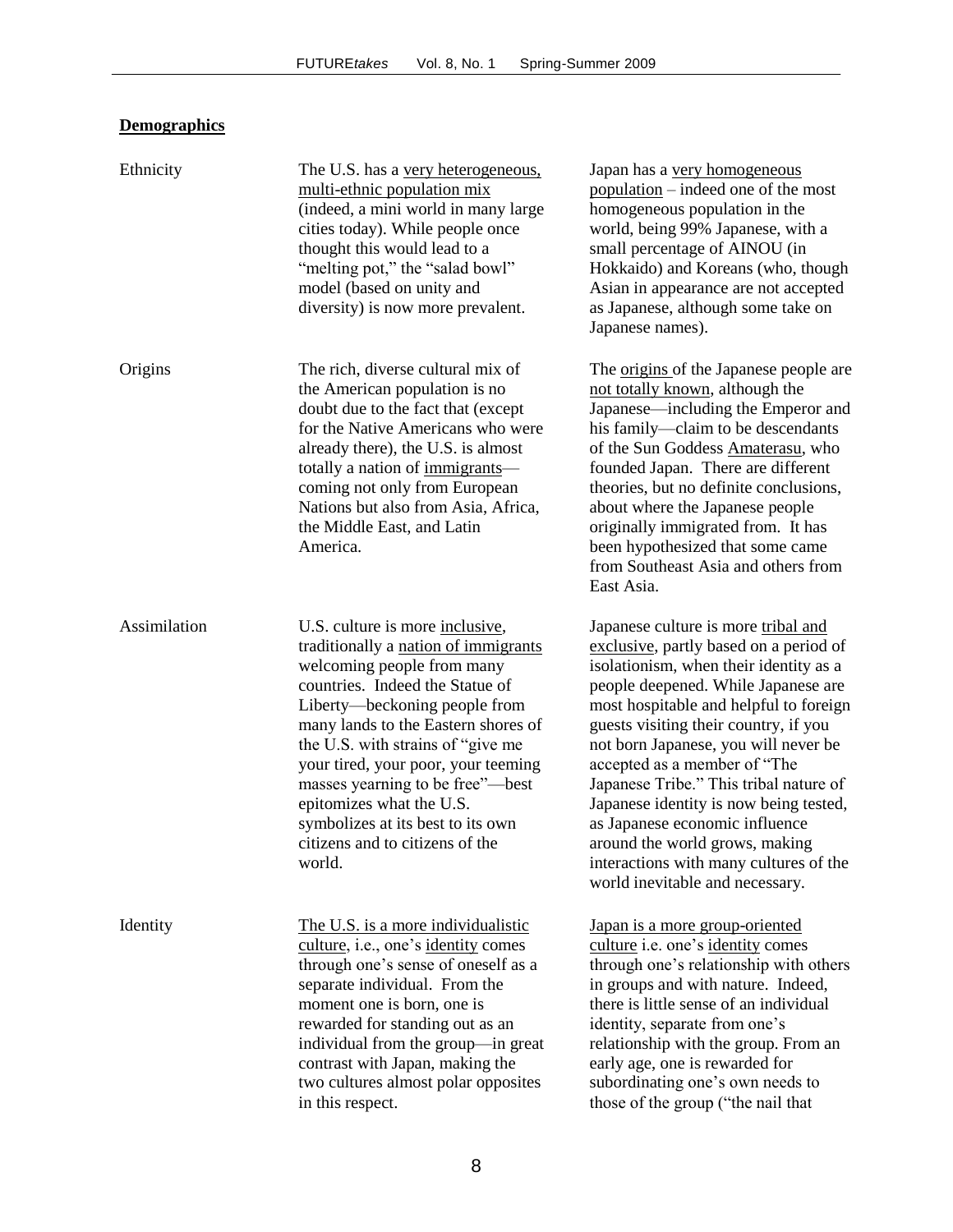**Demographics**

| | | |
|---|---|---|
| Ethnicity | The U.S. has a very heterogeneous, multi-ethnic population mix (indeed, a mini world in many large cities today). While people once thought this would lead to a "melting pot," the "salad bowl" model (based on unity and diversity) is now more prevalent. | Japan has a very homogeneous population – indeed one of the most homogeneous population in the world, being 99% Japanese, with a small percentage of AINOU (in Hokkaido) and Koreans (who, though Asian in appearance are not accepted as Japanese, although some take on Japanese names). |
| Origins | The rich, diverse cultural mix of the American population is no doubt due to the fact that (except for the Native Americans who were already there), the U.S. is almost totally a nation of immigrants—coming not only from European Nations but also from Asia, Africa, the Middle East, and Latin America. | The origins of the Japanese people are not totally known, although the Japanese—including the Emperor and his family—claim to be descendants of the Sun Goddess Amaterasu, who founded Japan. There are different theories, but no definite conclusions, about where the Japanese people originally immigrated from. It has been hypothesized that some came from Southeast Asia and others from East Asia. |
| Assimilation | U.S. culture is more inclusive, traditionally a nation of immigrants welcoming people from many countries. Indeed the Statue of Liberty—beckoning people from many lands to the Eastern shores of the U.S. with strains of "give me your tired, your poor, your teeming masses yearning to be free"—best epitomizes what the U.S. symbolizes at its best to its own citizens and to citizens of the world. | Japanese culture is more tribal and exclusive, partly based on a period of isolationism, when their identity as a people deepened. While Japanese are most hospitable and helpful to foreign guests visiting their country, if you not born Japanese, you will never be accepted as a member of "The Japanese Tribe." This tribal nature of Japanese identity is now being tested, as Japanese economic influence around the world grows, making interactions with many cultures of the world inevitable and necessary. |
| Identity | The U.S. is a more individualistic culture, i.e., one's identity comes through one's sense of oneself as a separate individual. From the moment one is born, one is rewarded for standing out as an individual from the group—in great contrast with Japan, making the two cultures almost polar opposites in this respect. | Japan is a more group-oriented culture i.e. one's identity comes through one's relationship with others in groups and with nature. Indeed, there is little sense of an individual identity, separate from one's relationship with the group. From an early age, one is rewarded for subordinating one's own needs to those of the group ("the nail that |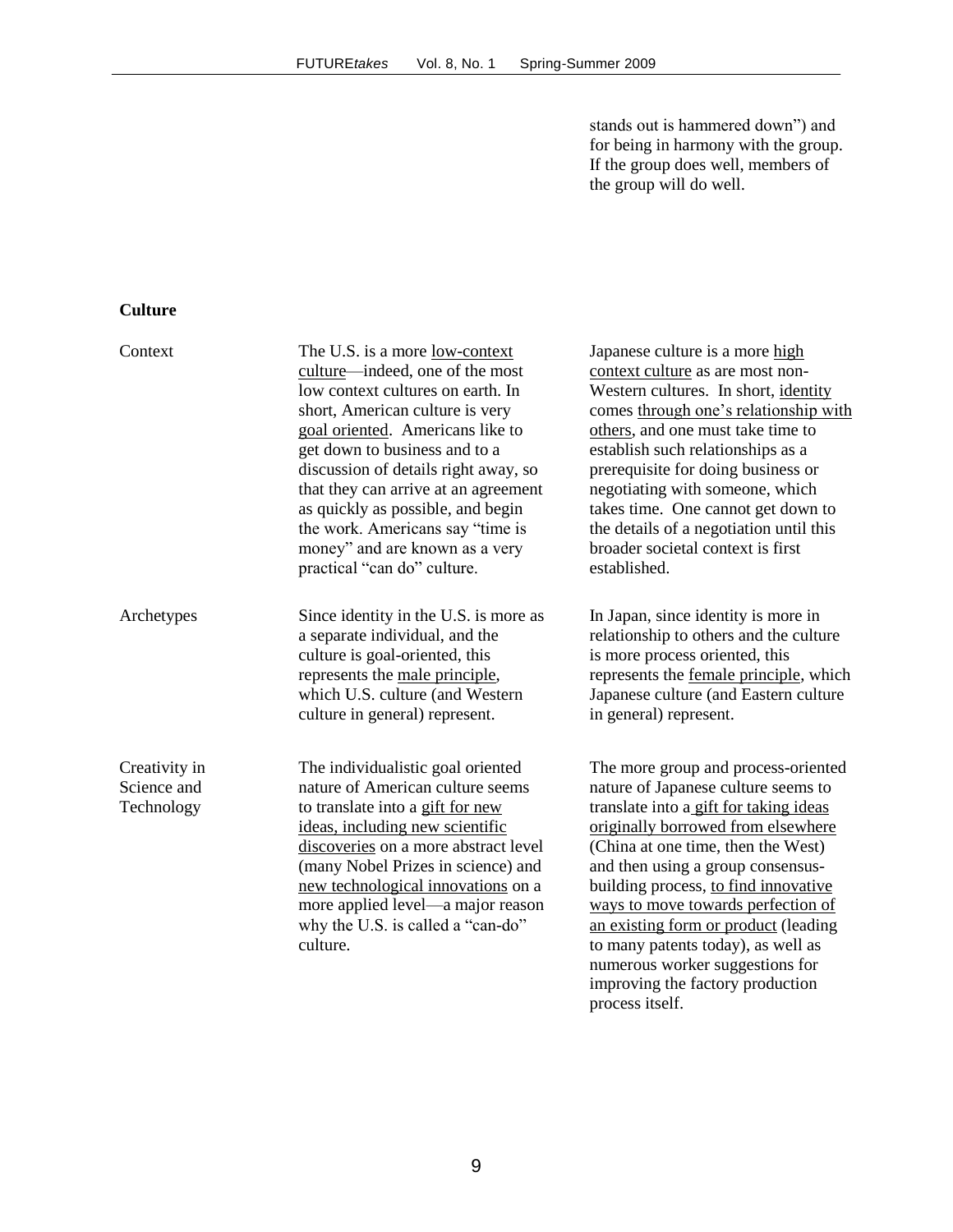| | | |
|---|---|---|
| | | stands out is hammered down") and for being in harmony with the group. If the group does well, members of the group will do well. |

**Culture**

| | | |
|---|---|---|
| Context | The U.S. is a more low-context culture—indeed, one of the most low context cultures on earth. In short, American culture is very goal oriented. Americans like to get down to business and to a discussion of details right away, so that they can arrive at an agreement as quickly as possible, and begin the work. Americans say "time is money" and are known as a very practical "can do" culture. | Japanese culture is a more high context culture as are most non-Western cultures. In short, identity comes through one's relationship with others, and one must take time to establish such relationships as a prerequisite for doing business or negotiating with someone, which takes time. One cannot get down to the details of a negotiation until this broader societal context is first established. |
| Archetypes | Since identity in the U.S. is more as a separate individual, and the culture is goal-oriented, this represents the male principle, which U.S. culture (and Western culture in general) represent. | In Japan, since identity is more in relationship to others and the culture is more process oriented, this represents the female principle, which Japanese culture (and Eastern culture in general) represent. |
| Creativity in Science and Technology | The individualistic goal oriented nature of American culture seems to translate into a gift for new ideas, including new scientific discoveries on a more abstract level (many Nobel Prizes in science) and new technological innovations on a more applied level—a major reason why the U.S. is called a "can-do" culture. | The more group and process-oriented nature of Japanese culture seems to translate into a gift for taking ideas originally borrowed from elsewhere (China at one time, then the West) and then using a group consensus-building process, to find innovative ways to move towards perfection of an existing form or product (leading to many patents today), as well as numerous worker suggestions for improving the factory production process itself. |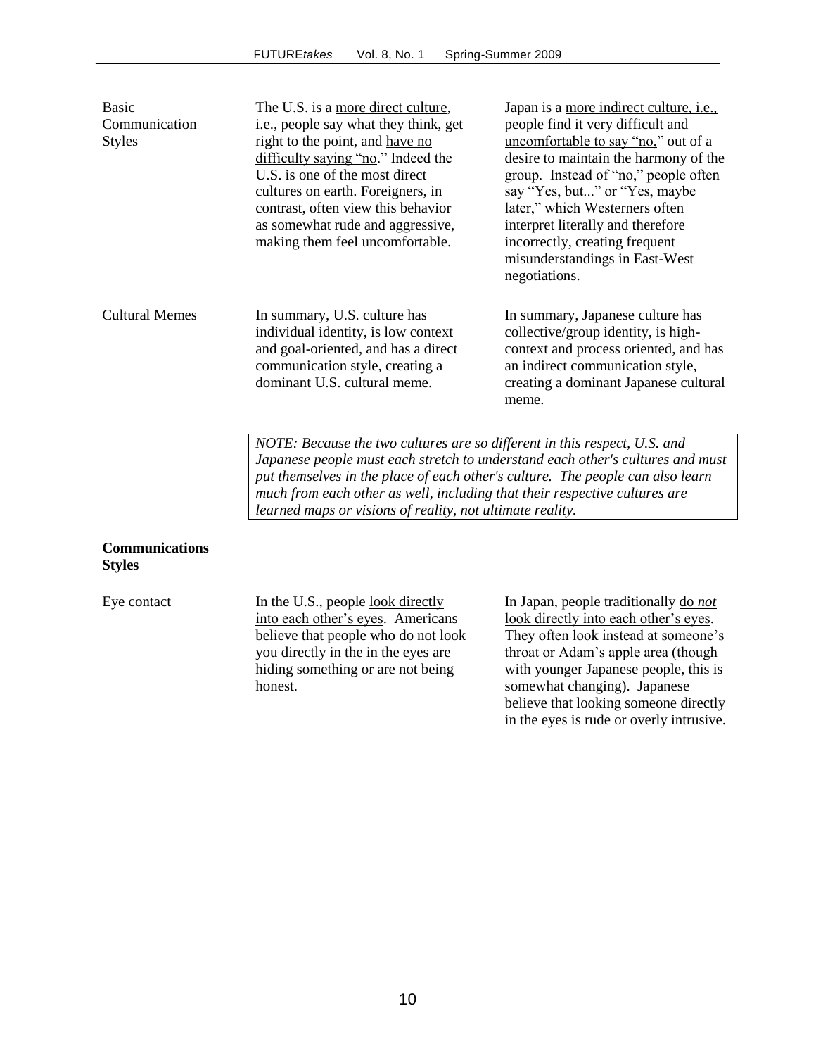| | | |
|---|---|---|
| Basic Communication Styles | The U.S. is a <u>more direct culture</u>, i.e., people say what they think, get right to the point, and <u>have no difficulty saying "no</u>." Indeed the U.S. is one of the most direct cultures on earth. Foreigners, in contrast, often view this behavior as somewhat rude and aggressive, making them feel uncomfortable. | Japan is a <u>more indirect culture, i.e.,</u> people find it very difficult and <u>uncomfortable to say "no,"</u> out of a desire to maintain the harmony of the group. Instead of "no," people often say "Yes, but..." or "Yes, maybe later," which Westerners often interpret literally and therefore incorrectly, creating frequent misunderstandings in East-West negotiations. |
| Cultural Memes | In summary, U.S. culture has individual identity, is low context and goal-oriented, and has a direct communication style, creating a dominant U.S. cultural meme. | In summary, Japanese culture has collective/group identity, is high-context and process oriented, and has an indirect communication style, creating a dominant Japanese cultural meme. |

*NOTE: Because the two cultures are so different in this respect, U.S. and Japanese people must each stretch to understand each other's cultures and must put themselves in the place of each other's culture. The people can also learn much from each other as well, including that their respective cultures are learned maps or visions of reality, not ultimate reality.*

**Communications Styles**

| | | |
|---|---|---|
| Eye contact | In the U.S., people <u>look directly into each other's eyes</u>. Americans believe that people who do not look you directly in the in the eyes are hiding something or are not being honest. | In Japan, people traditionally <u>do *not* look directly into each other's eyes</u>. They often look instead at someone's throat or Adam's apple area (though with younger Japanese people, this is somewhat changing). Japanese believe that looking someone directly in the eyes is rude or overly intrusive. |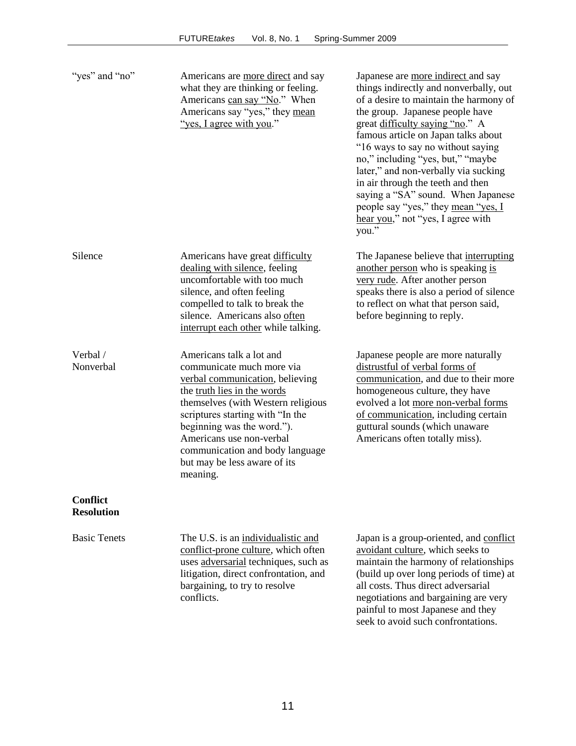| | | |
|---|---|---|
| "yes" and "no" | Americans are <u>more direct</u> and say what they are thinking or feeling. Americans <u>can say "No</u>." When Americans say "yes," they <u>mean "yes, I agree with you</u>." | Japanese are <u>more indirect</u> and say things indirectly and nonverbally, out of a desire to maintain the harmony of the group. Japanese people have great <u>difficulty saying "no</u>." A famous article on Japan talks about "16 ways to say no without saying no," including "yes, but," "maybe later," and non-verbally via sucking in air through the teeth and then saying a "SA" sound. When Japanese people say "yes," they <u>mean "yes, I hear you</u>," not "yes, I agree with you." |
| Silence | Americans have great <u>difficulty dealing with silence</u>, feeling uncomfortable with too much silence, and often feeling compelled to talk to break the silence. Americans also <u>often interrupt each other</u> while talking. | The Japanese believe that <u>interrupting another person</u> who is speaking <u>is very rude</u>. After another person speaks there is also a period of silence to reflect on what that person said, before beginning to reply. |
| Verbal / Nonverbal | Americans talk a lot and communicate much more via <u>verbal communication</u>, believing the <u>truth lies in the words</u> themselves (with Western religious scriptures starting with "In the beginning was the word."). Americans use non-verbal communication and body language but may be less aware of its meaning. | Japanese people are more naturally <u>distrustful of verbal forms of communication</u>, and due to their more homogeneous culture, they have evolved a lot <u>more non-verbal forms of communication</u>, including certain guttural sounds (which unaware Americans often totally miss). |
| **Conflict Resolution** | | |
| Basic Tenets | The U.S. is an <u>individualistic and conflict-prone culture</u>, which often uses <u>adversarial</u> techniques, such as litigation, direct confrontation, and bargaining, to try to resolve conflicts. | Japan is a group-oriented, and <u>conflict avoidant culture</u>, which seeks to maintain the harmony of relationships (build up over long periods of time) at all costs. Thus direct adversarial negotiations and bargaining are very painful to most Japanese and they seek to avoid such confrontations. |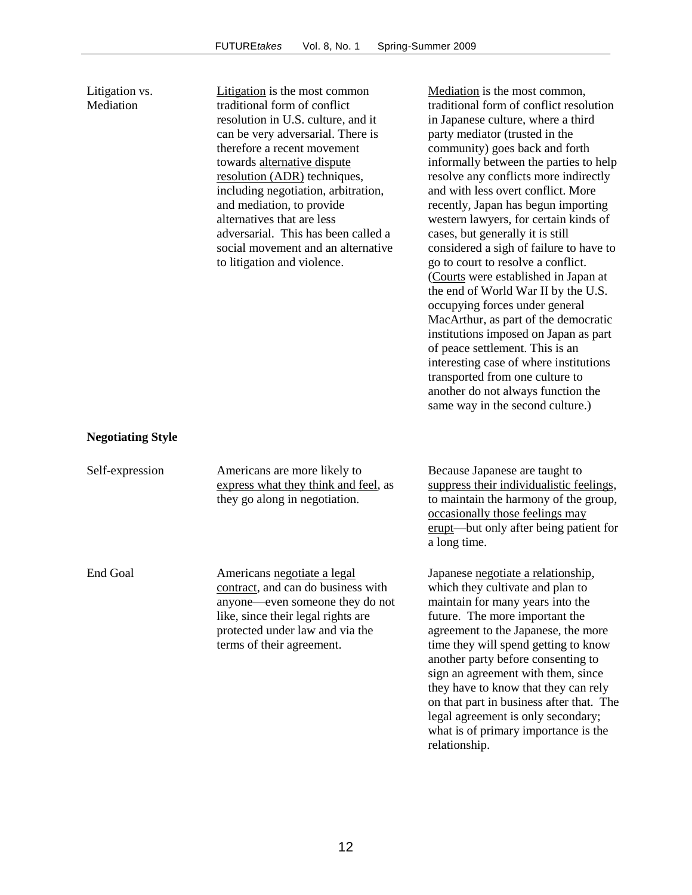| | | |
|---|---|---|
| Litigation vs. Mediation | Litigation is the most common traditional form of conflict resolution in U.S. culture, and it can be very adversarial. There is therefore a recent movement towards alternative dispute resolution (ADR) techniques, including negotiation, arbitration, and mediation, to provide alternatives that are less adversarial. This has been called a social movement and an alternative to litigation and violence. | Mediation is the most common, traditional form of conflict resolution in Japanese culture, where a third party mediator (trusted in the community) goes back and forth informally between the parties to help resolve any conflicts more indirectly and with less overt conflict. More recently, Japan has begun importing western lawyers, for certain kinds of cases, but generally it is still considered a sigh of failure to have to go to court to resolve a conflict. (Courts were established in Japan at the end of World War II by the U.S. occupying forces under general MacArthur, as part of the democratic institutions imposed on Japan as part of peace settlement. This is an interesting case of where institutions transported from one culture to another do not always function the same way in the second culture.) |
| **Negotiating Style** | | |
| Self-expression | Americans are more likely to express what they think and feel, as they go along in negotiation. | Because Japanese are taught to suppress their individualistic feelings, to maintain the harmony of the group, occasionally those feelings may erupt—but only after being patient for a long time. |
| End Goal | Americans negotiate a legal contract, and can do business with anyone—even someone they do not like, since their legal rights are protected under law and via the terms of their agreement. | Japanese negotiate a relationship, which they cultivate and plan to maintain for many years into the future. The more important the agreement to the Japanese, the more time they will spend getting to know another party before consenting to sign an agreement with them, since they have to know that they can rely on that part in business after that. The legal agreement is only secondary; what is of primary importance is the relationship. |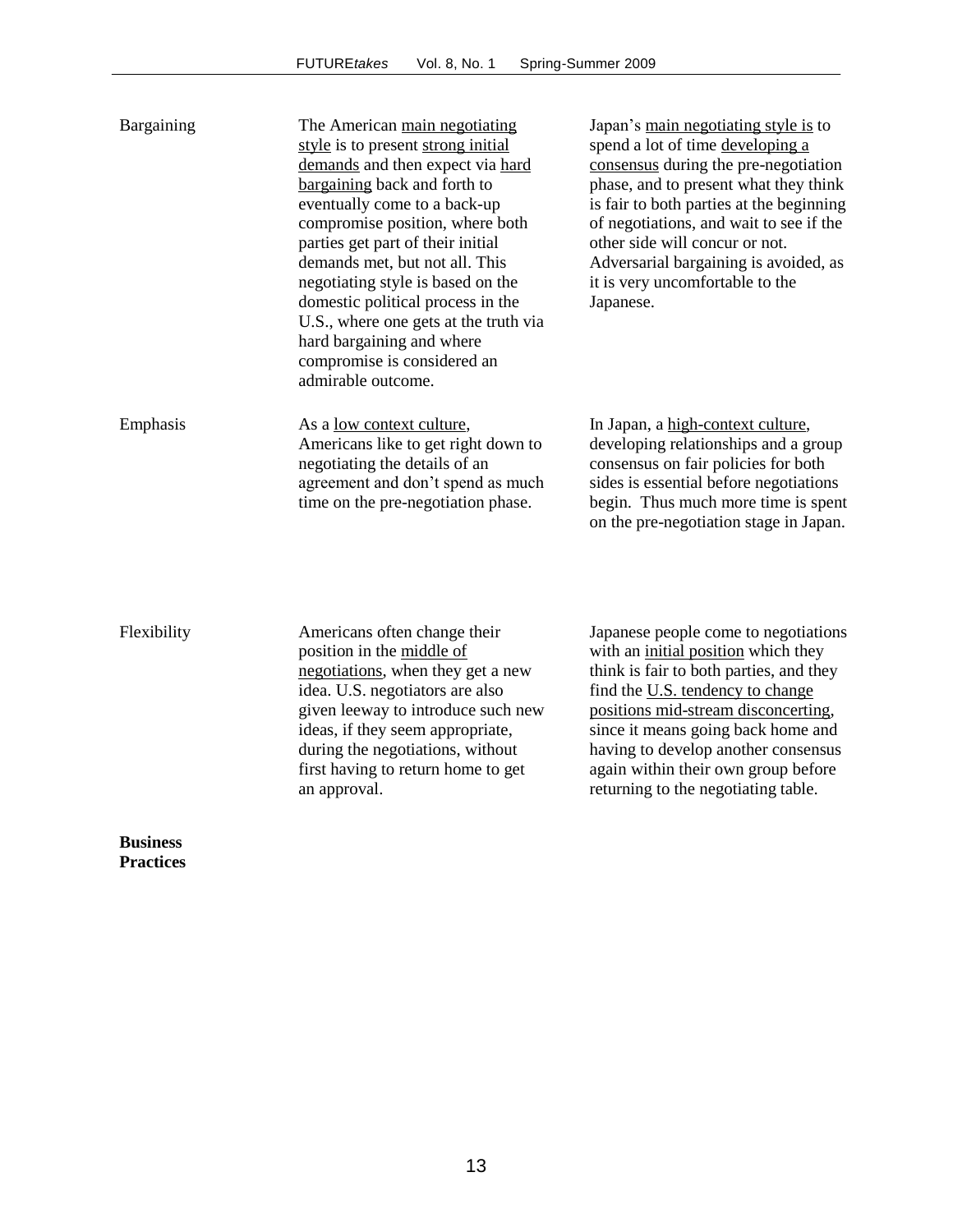| | | |
|---|---|---|
| Bargaining | The American main negotiating style is to present strong initial demands and then expect via hard bargaining back and forth to eventually come to a back-up compromise position, where both parties get part of their initial demands met, but not all. This negotiating style is based on the domestic political process in the U.S., where one gets at the truth via hard bargaining and where compromise is considered an admirable outcome. | Japan's main negotiating style is to spend a lot of time developing a consensus during the pre-negotiation phase, and to present what they think is fair to both parties at the beginning of negotiations, and wait to see if the other side will concur or not. Adversarial bargaining is avoided, as it is very uncomfortable to the Japanese. |
| Emphasis | As a low context culture, Americans like to get right down to negotiating the details of an agreement and don't spend as much time on the pre-negotiation phase. | In Japan, a high-context culture, developing relationships and a group consensus on fair policies for both sides is essential before negotiations begin. Thus much more time is spent on the pre-negotiation stage in Japan. |
| Flexibility | Americans often change their position in the middle of negotiations, when they get a new idea. U.S. negotiators are also given leeway to introduce such new ideas, if they seem appropriate, during the negotiations, without first having to return home to get an approval. | Japanese people come to negotiations with an initial position which they think is fair to both parties, and they find the U.S. tendency to change positions mid-stream disconcerting, since it means going back home and having to develop another consensus again within their own group before returning to the negotiating table. |

**Business Practices**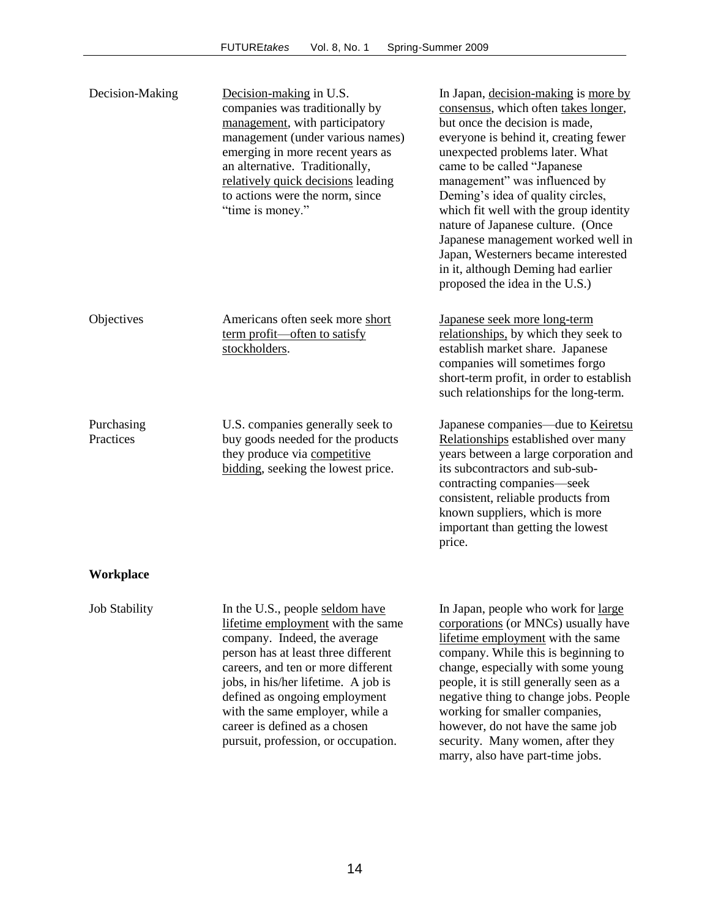| | | |
|---|---|---|
| Decision-Making | Decision-making in U.S. companies was traditionally by management, with participatory management (under various names) emerging in more recent years as an alternative. Traditionally, relatively quick decisions leading to actions were the norm, since "time is money." | In Japan, decision-making is more by consensus, which often takes longer, but once the decision is made, everyone is behind it, creating fewer unexpected problems later. What came to be called "Japanese management" was influenced by Deming's idea of quality circles, which fit well with the group identity nature of Japanese culture. (Once Japanese management worked well in Japan, Westerners became interested in it, although Deming had earlier proposed the idea in the U.S.) |
| Objectives | Americans often seek more short term profit—often to satisfy stockholders. | Japanese seek more long-term relationships, by which they seek to establish market share. Japanese companies will sometimes forgo short-term profit, in order to establish such relationships for the long-term. |
| Purchasing Practices | U.S. companies generally seek to buy goods needed for the products they produce via competitive bidding, seeking the lowest price. | Japanese companies—due to Keiretsu Relationships established over many years between a large corporation and its subcontractors and sub-sub-contracting companies—seek consistent, reliable products from known suppliers, which is more important than getting the lowest price. |
| **Workplace** | | |
| Job Stability | In the U.S., people seldom have lifetime employment with the same company. Indeed, the average person has at least three different careers, and ten or more different jobs, in his/her lifetime. A job is defined as ongoing employment with the same employer, while a career is defined as a chosen pursuit, profession, or occupation. | In Japan, people who work for large corporations (or MNCs) usually have lifetime employment with the same company. While this is beginning to change, especially with some young people, it is still generally seen as a negative thing to change jobs. People working for smaller companies, however, do not have the same job security. Many women, after they marry, also have part-time jobs. |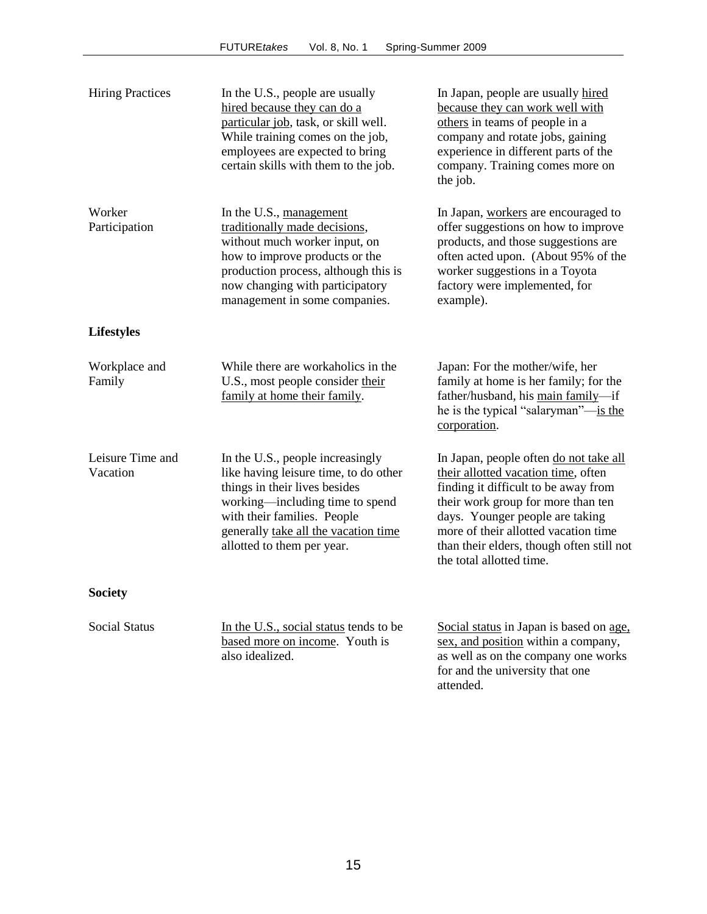| | | |
|---|---|---|
| Hiring Practices | In the U.S., people are usually hired because they can do a particular job, task, or skill well. While training comes on the job, employees are expected to bring certain skills with them to the job. | In Japan, people are usually hired because they can work well with others in teams of people in a company and rotate jobs, gaining experience in different parts of the company. Training comes more on the job. |
| Worker Participation | In the U.S., management traditionally made decisions, without much worker input, on how to improve products or the production process, although this is now changing with participatory management in some companies. | In Japan, workers are encouraged to offer suggestions on how to improve products, and those suggestions are often acted upon. (About 95% of the worker suggestions in a Toyota factory were implemented, for example). |
| **Lifestyles** | | |
| Workplace and Family | While there are workaholics in the U.S., most people consider their family at home their family. | Japan: For the mother/wife, her family at home is her family; for the father/husband, his main family—if he is the typical "salaryman"—is the corporation. |
| Leisure Time and Vacation | In the U.S., people increasingly like having leisure time, to do other things in their lives besides working—including time to spend with their families. People generally take all the vacation time allotted to them per year. | In Japan, people often do not take all their allotted vacation time, often finding it difficult to be away from their work group for more than ten days. Younger people are taking more of their allotted vacation time than their elders, though often still not the total allotted time. |
| **Society** | | |
| Social Status | In the U.S., social status tends to be based more on income. Youth is also idealized. | Social status in Japan is based on age, sex, and position within a company, as well as on the company one works for and the university that one attended. |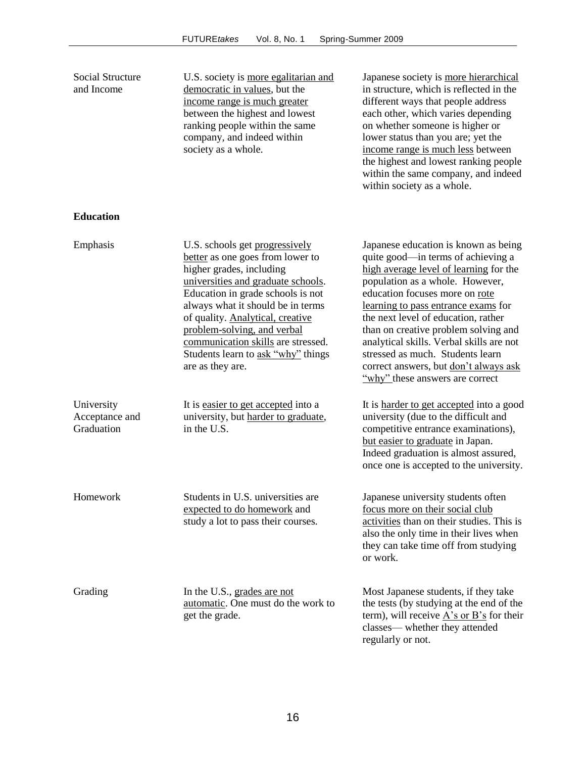| | | |
|---|---|---|
| Social Structure and Income | U.S. society is more egalitarian and democratic in values, but the income range is much greater between the highest and lowest ranking people within the same company, and indeed within society as a whole. | Japanese society is more hierarchical in structure, which is reflected in the different ways that people address each other, which varies depending on whether someone is higher or lower status than you are; yet the income range is much less between the highest and lowest ranking people within the same company, and indeed within society as a whole. |
| **Education** | | |
| Emphasis | U.S. schools get progressively better as one goes from lower to higher grades, including universities and graduate schools. Education in grade schools is not always what it should be in terms of quality. Analytical, creative problem-solving, and verbal communication skills are stressed. Students learn to ask "why" things are as they are. | Japanese education is known as being quite good—in terms of achieving a high average level of learning for the population as a whole. However, education focuses more on rote learning to pass entrance exams for the next level of education, rather than on creative problem solving and analytical skills. Verbal skills are not stressed as much. Students learn correct answers, but don't always ask "why" these answers are correct |
| University Acceptance and Graduation | It is easier to get accepted into a university, but harder to graduate, in the U.S. | It is harder to get accepted into a good university (due to the difficult and competitive entrance examinations), but easier to graduate in Japan. Indeed graduation is almost assured, once one is accepted to the university. |
| Homework | Students in U.S. universities are expected to do homework and study a lot to pass their courses. | Japanese university students often focus more on their social club activities than on their studies. This is also the only time in their lives when they can take time off from studying or work. |
| Grading | In the U.S., grades are not automatic. One must do the work to get the grade. | Most Japanese students, if they take the tests (by studying at the end of the term), will receive A's or B's for their classes— whether they attended regularly or not. |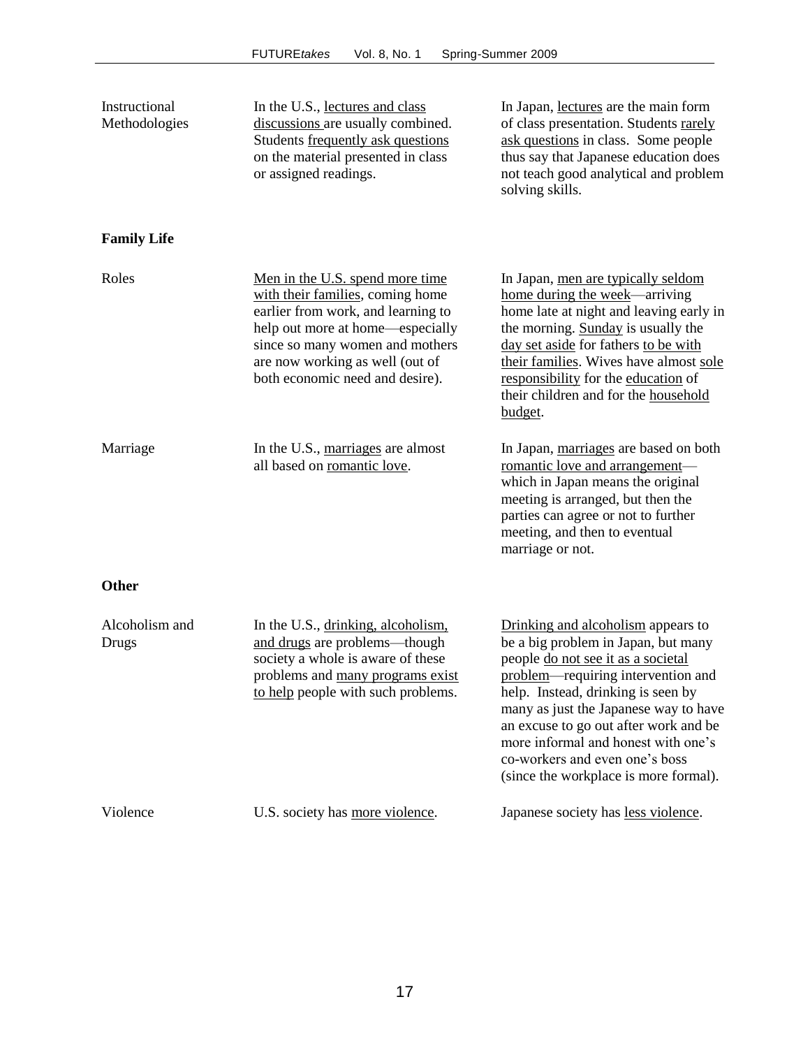| | | |
|---|---|---|
| Instructional Methodologies | In the U.S., lectures and class discussions are usually combined. Students frequently ask questions on the material presented in class or assigned readings. | In Japan, lectures are the main form of class presentation. Students rarely ask questions in class. Some people thus say that Japanese education does not teach good analytical and problem solving skills. |
| **Family Life** | | |
| Roles | Men in the U.S. spend more time with their families, coming home earlier from work, and learning to help out more at home—especially since so many women and mothers are now working as well (out of both economic need and desire). | In Japan, men are typically seldom home during the week—arriving home late at night and leaving early in the morning. Sunday is usually the day set aside for fathers to be with their families. Wives have almost sole responsibility for the education of their children and for the household budget. |
| Marriage | In the U.S., marriages are almost all based on romantic love. | In Japan, marriages are based on both romantic love and arrangement—which in Japan means the original meeting is arranged, but then the parties can agree or not to further meeting, and then to eventual marriage or not. |
| **Other** | | |
| Alcoholism and Drugs | In the U.S., drinking, alcoholism, and drugs are problems—though society a whole is aware of these problems and many programs exist to help people with such problems. | Drinking and alcoholism appears to be a big problem in Japan, but many people do not see it as a societal problem—requiring intervention and help. Instead, drinking is seen by many as just the Japanese way to have an excuse to go out after work and be more informal and honest with one's co-workers and even one's boss (since the workplace is more formal). |
| Violence | U.S. society has more violence. | Japanese society has less violence. |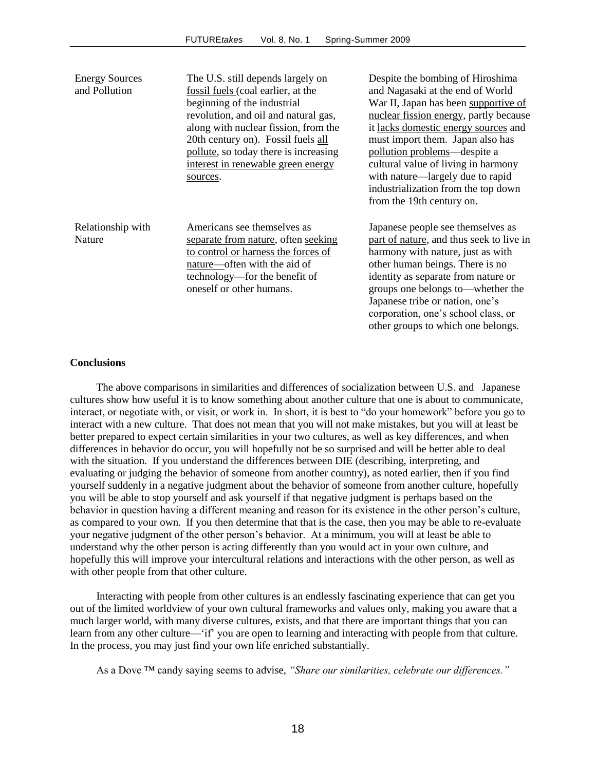| | | |
|---|---|---|
| Energy Sources and Pollution | The U.S. still depends largely on fossil fuels (coal earlier, at the beginning of the industrial revolution, and oil and natural gas, along with nuclear fission, from the 20th century on). Fossil fuels all pollute, so today there is increasing interest in renewable green energy sources. | Despite the bombing of Hiroshima and Nagasaki at the end of World War II, Japan has been supportive of nuclear fission energy, partly because it lacks domestic energy sources and must import them. Japan also has pollution problems—despite a cultural value of living in harmony with nature—largely due to rapid industrialization from the top down from the 19th century on. |
| Relationship with Nature | Americans see themselves as separate from nature, often seeking to control or harness the forces of nature—often with the aid of technology—for the benefit of oneself or other humans. | Japanese people see themselves as part of nature, and thus seek to live in harmony with nature, just as with other human beings. There is no identity as separate from nature or groups one belongs to—whether the Japanese tribe or nation, one's corporation, one's school class, or other groups to which one belongs. |

**Conclusions**

The above comparisons in similarities and differences of socialization between U.S. and Japanese cultures show how useful it is to know something about another culture that one is about to communicate, interact, or negotiate with, or visit, or work in. In short, it is best to "do your homework" before you go to interact with a new culture. That does not mean that you will not make mistakes, but you will at least be better prepared to expect certain similarities in your two cultures, as well as key differences, and when differences in behavior do occur, you will hopefully not be so surprised and will be better able to deal with the situation. If you understand the differences between DIE (describing, interpreting, and evaluating or judging the behavior of someone from another country), as noted earlier, then if you find yourself suddenly in a negative judgment about the behavior of someone from another culture, hopefully you will be able to stop yourself and ask yourself if that negative judgment is perhaps based on the behavior in question having a different meaning and reason for its existence in the other person's culture, as compared to your own. If you then determine that that is the case, then you may be able to re-evaluate your negative judgment of the other person's behavior. At a minimum, you will at least be able to understand why the other person is acting differently than you would act in your own culture, and hopefully this will improve your intercultural relations and interactions with the other person, as well as with other people from that other culture.

Interacting with people from other cultures is an endlessly fascinating experience that can get you out of the limited worldview of your own cultural frameworks and values only, making you aware that a much larger world, with many diverse cultures, exists, and that there are important things that you can learn from any other culture—'if' you are open to learning and interacting with people from that culture. In the process, you may just find your own life enriched substantially.

As a Dove ™ candy saying seems to advise, *"Share our similarities, celebrate our differences."*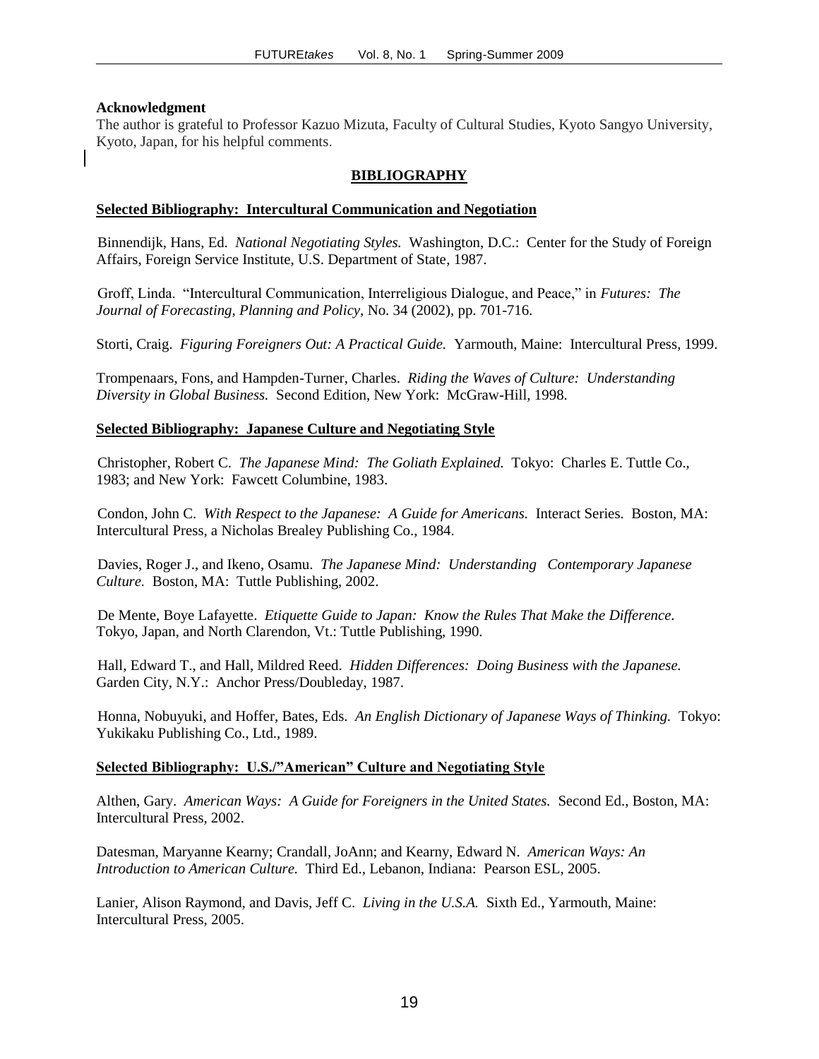**Acknowledgment**

The author is grateful to Professor Kazuo Mizuta, Faculty of Cultural Studies, Kyoto Sangyo University, Kyoto, Japan, for his helpful comments.

## BIBLIOGRAPHY

### Selected Bibliography: Intercultural Communication and Negotiation

Binnendijk, Hans, Ed. *National Negotiating Styles.* Washington, D.C.: Center for the Study of Foreign Affairs, Foreign Service Institute, U.S. Department of State, 1987.

Groff, Linda. "Intercultural Communication, Interreligious Dialogue, and Peace," in *Futures: The Journal of Forecasting, Planning and Policy,* No. 34 (2002), pp. 701-716.

Storti, Craig. *Figuring Foreigners Out: A Practical Guide.* Yarmouth, Maine: Intercultural Press, 1999.

Trompenaars, Fons, and Hampden-Turner, Charles. *Riding the Waves of Culture: Understanding Diversity in Global Business.* Second Edition, New York: McGraw-Hill, 1998.

### Selected Bibliography: Japanese Culture and Negotiating Style

Christopher, Robert C. *The Japanese Mind: The Goliath Explained.* Tokyo: Charles E. Tuttle Co., 1983; and New York: Fawcett Columbine, 1983.

Condon, John C. *With Respect to the Japanese: A Guide for Americans.* Interact Series. Boston, MA: Intercultural Press, a Nicholas Brealey Publishing Co., 1984.

Davies, Roger J., and Ikeno, Osamu. *The Japanese Mind: Understanding Contemporary Japanese Culture.* Boston, MA: Tuttle Publishing, 2002.

De Mente, Boye Lafayette. *Etiquette Guide to Japan: Know the Rules That Make the Difference.* Tokyo, Japan, and North Clarendon, Vt.: Tuttle Publishing, 1990.

Hall, Edward T., and Hall, Mildred Reed. *Hidden Differences: Doing Business with the Japanese.* Garden City, N.Y.: Anchor Press/Doubleday, 1987.

Honna, Nobuyuki, and Hoffer, Bates, Eds. *An English Dictionary of Japanese Ways of Thinking.* Tokyo: Yukikaku Publishing Co., Ltd., 1989.

### Selected Bibliography: U.S./"American" Culture and Negotiating Style

Althen, Gary. *American Ways: A Guide for Foreigners in the United States.* Second Ed., Boston, MA: Intercultural Press, 2002.

Datesman, Maryanne Kearny; Crandall, JoAnn; and Kearny, Edward N. *American Ways: An Introduction to American Culture.* Third Ed., Lebanon, Indiana: Pearson ESL, 2005.

Lanier, Alison Raymond, and Davis, Jeff C. *Living in the U.S.A.* Sixth Ed., Yarmouth, Maine: Intercultural Press, 2005.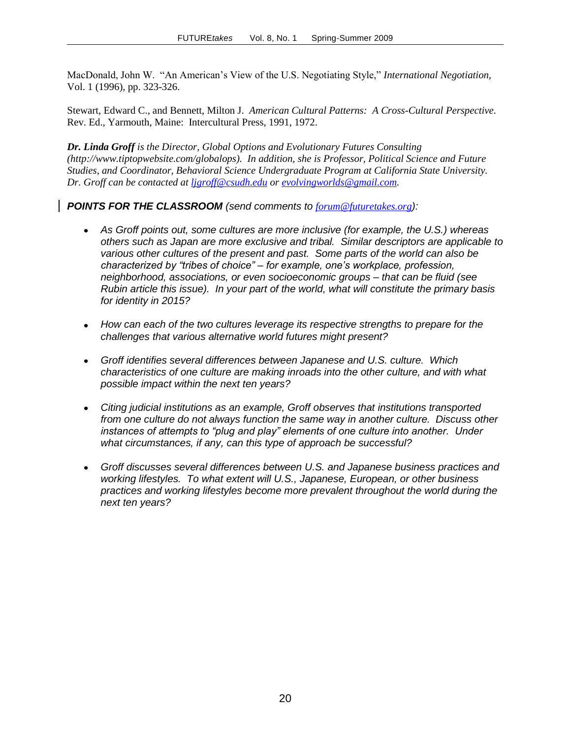MacDonald, John W. "An American's View of the U.S. Negotiating Style," *International Negotiation*, Vol. 1 (1996), pp. 323-326.

Stewart, Edward C., and Bennett, Milton J. *American Cultural Patterns: A Cross-Cultural Perspective.* Rev. Ed., Yarmouth, Maine: Intercultural Press, 1991, 1972.

***Dr. Linda Groff*** *is the Director, Global Options and Evolutionary Futures Consulting (http://www.tiptopwebsite.com/globalops). In addition, she is Professor, Political Science and Future Studies, and Coordinator, Behavioral Science Undergraduate Program at California State University. Dr. Groff can be contacted at [ljgroff@csudh.edu](mailto:ljgroff@csudh.edu) or [evolvingworlds@gmail.com](mailto:evolvingworlds@gmail.com).*

***POINTS FOR THE CLASSROOM*** *(send comments to [forum@futuretakes.org](mailto:forum@futuretakes.org)):*

- *As Groff points out, some cultures are more inclusive (for example, the U.S.) whereas others such as Japan are more exclusive and tribal. Similar descriptors are applicable to various other cultures of the present and past. Some parts of the world can also be characterized by "tribes of choice" – for example, one's workplace, profession, neighborhood, associations, or even socioeconomic groups – that can be fluid (see Rubin article this issue). In your part of the world, what will constitute the primary basis for identity in 2015?*

- *How can each of the two cultures leverage its respective strengths to prepare for the challenges that various alternative world futures might present?*

- *Groff identifies several differences between Japanese and U.S. culture. Which characteristics of one culture are making inroads into the other culture, and with what possible impact within the next ten years?*

- *Citing judicial institutions as an example, Groff observes that institutions transported from one culture do not always function the same way in another culture. Discuss other instances of attempts to "plug and play" elements of one culture into another. Under what circumstances, if any, can this type of approach be successful?*

- *Groff discusses several differences between U.S. and Japanese business practices and working lifestyles. To what extent will U.S., Japanese, European, or other business practices and working lifestyles become more prevalent throughout the world during the next ten years?*